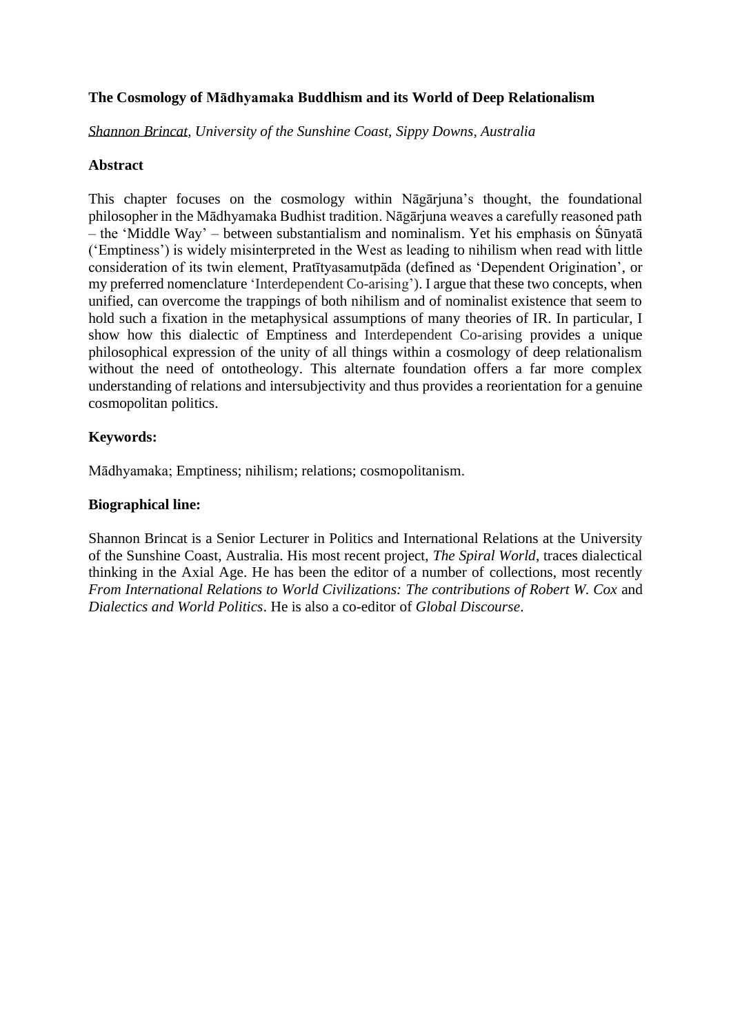# The Cosmology of Mādhyamaka Buddhism and its World of Deep Relationalism

*Shannon Brincat, University of the Sunshine Coast, Sippy Downs, Australia*

## Abstract

This chapter focuses on the cosmology within Nāgārjuna's thought, the foundational philosopher in the Mādhyamaka Budhist tradition. Nāgārjuna weaves a carefully reasoned path – the 'Middle Way' – between substantialism and nominalism. Yet his emphasis on Śūnyatā ('Emptiness') is widely misinterpreted in the West as leading to nihilism when read with little consideration of its twin element, Pratītyasamutpāda (defined as 'Dependent Origination', or my preferred nomenclature 'Interdependent Co-arising'). I argue that these two concepts, when unified, can overcome the trappings of both nihilism and of nominalist existence that seem to hold such a fixation in the metaphysical assumptions of many theories of IR. In particular, I show how this dialectic of Emptiness and Interdependent Co-arising provides a unique philosophical expression of the unity of all things within a cosmology of deep relationalism without the need of ontotheology. This alternate foundation offers a far more complex understanding of relations and intersubjectivity and thus provides a reorientation for a genuine cosmopolitan politics.

## Keywords:

Mādhyamaka; Emptiness; nihilism; relations; cosmopolitanism.

## Biographical line:

Shannon Brincat is a Senior Lecturer in Politics and International Relations at the University of the Sunshine Coast, Australia. His most recent project, *The Spiral World*, traces dialectical thinking in the Axial Age. He has been the editor of a number of collections, most recently *From International Relations to World Civilizations: The contributions of Robert W. Cox* and *Dialectics and World Politics*. He is also a co-editor of *Global Discourse*.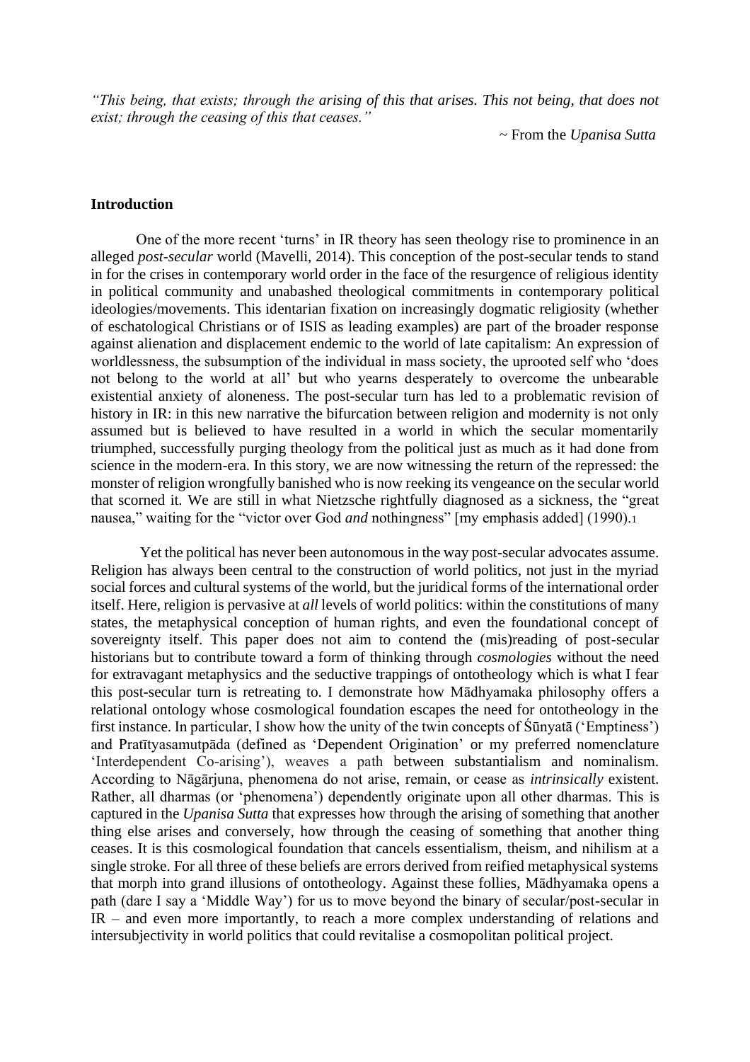*“This being, that exists; through the arising of this that arises. This not being, that does not exist; through the ceasing of this that ceases.”*

~ From the *Upanisa Sutta*

## Introduction

One of the more recent ‘turns’ in IR theory has seen theology rise to prominence in an alleged *post-secular* world (Mavelli, 2014). This conception of the post-secular tends to stand in for the crises in contemporary world order in the face of the resurgence of religious identity in political community and unabashed theological commitments in contemporary political ideologies/movements. This identarian fixation on increasingly dogmatic religiosity (whether of eschatological Christians or of ISIS as leading examples) are part of the broader response against alienation and displacement endemic to the world of late capitalism: An expression of worldlessness, the subsumption of the individual in mass society, the uprooted self who ‘does not belong to the world at all’ but who yearns desperately to overcome the unbearable existential anxiety of aloneness. The post-secular turn has led to a problematic revision of history in IR: in this new narrative the bifurcation between religion and modernity is not only assumed but is believed to have resulted in a world in which the secular momentarily triumphed, successfully purging theology from the political just as much as it had done from science in the modern-era. In this story, we are now witnessing the return of the repressed: the monster of religion wrongfully banished who is now reeking its vengeance on the secular world that scorned it. We are still in what Nietzsche rightfully diagnosed as a sickness, the “great nausea,” waiting for the “victor over God *and* nothingness” [my emphasis added] (1990).[1]

Yet the political has never been autonomous in the way post-secular advocates assume. Religion has always been central to the construction of world politics, not just in the myriad social forces and cultural systems of the world, but the juridical forms of the international order itself. Here, religion is pervasive at *all* levels of world politics: within the constitutions of many states, the metaphysical conception of human rights, and even the foundational concept of sovereignty itself. This paper does not aim to contend the (mis)reading of post-secular historians but to contribute toward a form of thinking through *cosmologies* without the need for extravagant metaphysics and the seductive trappings of ontotheology which is what I fear this post-secular turn is retreating to. I demonstrate how Mādhyamaka philosophy offers a relational ontology whose cosmological foundation escapes the need for ontotheology in the first instance. In particular, I show how the unity of the twin concepts of Śūnyatā (‘Emptiness’) and Pratītyasamutpāda (defined as ‘Dependent Origination’ or my preferred nomenclature ‘Interdependent Co-arising’), weaves a path between substantialism and nominalism. According to Nāgārjuna, phenomena do not arise, remain, or cease as *intrinsically* existent. Rather, all dharmas (or ‘phenomena’) dependently originate upon all other dharmas. This is captured in the *Upanisa Sutta* that expresses how through the arising of something that another thing else arises and conversely, how through the ceasing of something that another thing ceases. It is this cosmological foundation that cancels essentialism, theism, and nihilism at a single stroke. For all three of these beliefs are errors derived from reified metaphysical systems that morph into grand illusions of ontotheology. Against these follies, Mādhyamaka opens a path (dare I say a ‘Middle Way’) for us to move beyond the binary of secular/post-secular in IR – and even more importantly, to reach a more complex understanding of relations and intersubjectivity in world politics that could revitalise a cosmopolitan political project.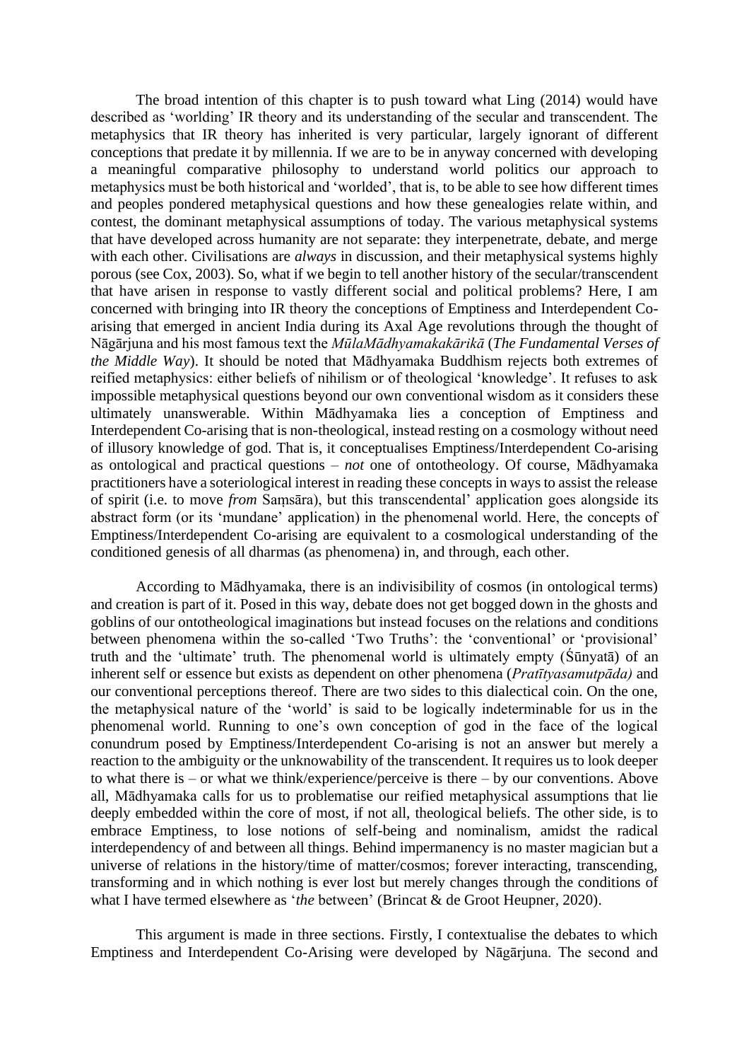The broad intention of this chapter is to push toward what Ling (2014) would have described as 'worlding' IR theory and its understanding of the secular and transcendent. The metaphysics that IR theory has inherited is very particular, largely ignorant of different conceptions that predate it by millennia. If we are to be in anyway concerned with developing a meaningful comparative philosophy to understand world politics our approach to metaphysics must be both historical and 'worlded', that is, to be able to see how different times and peoples pondered metaphysical questions and how these genealogies relate within, and contest, the dominant metaphysical assumptions of today. The various metaphysical systems that have developed across humanity are not separate: they interpenetrate, debate, and merge with each other. Civilisations are *always* in discussion, and their metaphysical systems highly porous (see Cox, 2003). So, what if we begin to tell another history of the secular/transcendent that have arisen in response to vastly different social and political problems? Here, I am concerned with bringing into IR theory the conceptions of Emptiness and Interdependent Co-arising that emerged in ancient India during its Axal Age revolutions through the thought of Nāgārjuna and his most famous text the *MūlaMādhyamakakārikā* (*The Fundamental Verses of the Middle Way*). It should be noted that Mādhyamaka Buddhism rejects both extremes of reified metaphysics: either beliefs of nihilism or of theological 'knowledge'. It refuses to ask impossible metaphysical questions beyond our own conventional wisdom as it considers these ultimately unanswerable. Within Mādhyamaka lies a conception of Emptiness and Interdependent Co-arising that is non-theological, instead resting on a cosmology without need of illusory knowledge of god. That is, it conceptualises Emptiness/Interdependent Co-arising as ontological and practical questions – *not* one of ontotheology. Of course, Mādhyamaka practitioners have a soteriological interest in reading these concepts in ways to assist the release of spirit (i.e. to move *from* Saṃsāra), but this transcendental' application goes alongside its abstract form (or its 'mundane' application) in the phenomenal world. Here, the concepts of Emptiness/Interdependent Co-arising are equivalent to a cosmological understanding of the conditioned genesis of all dharmas (as phenomena) in, and through, each other.

According to Mādhyamaka, there is an indivisibility of cosmos (in ontological terms) and creation is part of it. Posed in this way, debate does not get bogged down in the ghosts and goblins of our ontotheological imaginations but instead focuses on the relations and conditions between phenomena within the so-called 'Two Truths': the 'conventional' or 'provisional' truth and the 'ultimate' truth. The phenomenal world is ultimately empty (Śūnyatā) of an inherent self or essence but exists as dependent on other phenomena (*Pratītyasamutpāda)* and our conventional perceptions thereof. There are two sides to this dialectical coin. On the one, the metaphysical nature of the 'world' is said to be logically indeterminable for us in the phenomenal world. Running to one's own conception of god in the face of the logical conundrum posed by Emptiness/Interdependent Co-arising is not an answer but merely a reaction to the ambiguity or the unknowability of the transcendent. It requires us to look deeper to what there is – or what we think/experience/perceive is there – by our conventions. Above all, Mādhyamaka calls for us to problematise our reified metaphysical assumptions that lie deeply embedded within the core of most, if not all, theological beliefs. The other side, is to embrace Emptiness, to lose notions of self-being and nominalism, amidst the radical interdependency of and between all things. Behind impermanency is no master magician but a universe of relations in the history/time of matter/cosmos; forever interacting, transcending, transforming and in which nothing is ever lost but merely changes through the conditions of what I have termed elsewhere as '*the* between' (Brincat & de Groot Heupner, 2020).

This argument is made in three sections. Firstly, I contextualise the debates to which Emptiness and Interdependent Co-Arising were developed by Nāgārjuna. The second and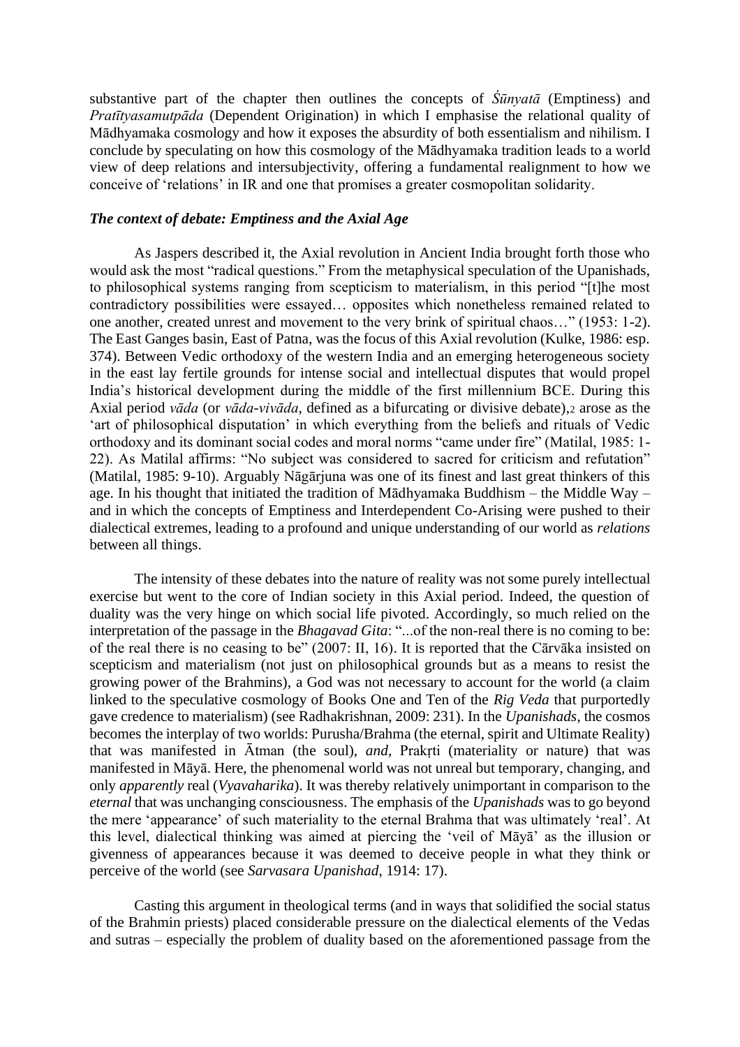substantive part of the chapter then outlines the concepts of *Śūnyatā* (Emptiness) and *Pratītyasamutpāda* (Dependent Origination) in which I emphasise the relational quality of Mādhyamaka cosmology and how it exposes the absurdity of both essentialism and nihilism. I conclude by speculating on how this cosmology of the Mādhyamaka tradition leads to a world view of deep relations and intersubjectivity, offering a fundamental realignment to how we conceive of 'relations' in IR and one that promises a greater cosmopolitan solidarity.

### *The context of debate: Emptiness and the Axial Age*

As Jaspers described it, the Axial revolution in Ancient India brought forth those who would ask the most "radical questions." From the metaphysical speculation of the Upanishads, to philosophical systems ranging from scepticism to materialism, in this period "[t]he most contradictory possibilities were essayed… opposites which nonetheless remained related to one another, created unrest and movement to the very brink of spiritual chaos…" (1953: 1-2). The East Ganges basin, East of Patna, was the focus of this Axial revolution (Kulke, 1986: esp. 374). Between Vedic orthodoxy of the western India and an emerging heterogeneous society in the east lay fertile grounds for intense social and intellectual disputes that would propel India's historical development during the middle of the first millennium BCE. During this Axial period *vāda* (or *vāda-vivāda*, defined as a bifurcating or divisive debate),[2] arose as the 'art of philosophical disputation' in which everything from the beliefs and rituals of Vedic orthodoxy and its dominant social codes and moral norms "came under fire" (Matilal, 1985: 1-22). As Matilal affirms: "No subject was considered to sacred for criticism and refutation" (Matilal, 1985: 9-10). Arguably Nāgārjuna was one of its finest and last great thinkers of this age. In his thought that initiated the tradition of Mādhyamaka Buddhism – the Middle Way – and in which the concepts of Emptiness and Interdependent Co-Arising were pushed to their dialectical extremes, leading to a profound and unique understanding of our world as *relations* between all things.

The intensity of these debates into the nature of reality was not some purely intellectual exercise but went to the core of Indian society in this Axial period. Indeed, the question of duality was the very hinge on which social life pivoted. Accordingly, so much relied on the interpretation of the passage in the *Bhagavad Gita*: "...of the non-real there is no coming to be: of the real there is no ceasing to be" (2007: II, 16). It is reported that the Cārvāka insisted on scepticism and materialism (not just on philosophical grounds but as a means to resist the growing power of the Brahmins), a God was not necessary to account for the world (a claim linked to the speculative cosmology of Books One and Ten of the *Rig Veda* that purportedly gave credence to materialism) (see Radhakrishnan, 2009: 231). In the *Upanishads*, the cosmos becomes the interplay of two worlds: Purusha/Brahma (the eternal, spirit and Ultimate Reality) that was manifested in Ātman (the soul), *and*, Prakṛti (materiality or nature) that was manifested in Māyā. Here, the phenomenal world was not unreal but temporary, changing, and only *apparently* real (*Vyavaharika*). It was thereby relatively unimportant in comparison to the *eternal* that was unchanging consciousness. The emphasis of the *Upanishads* was to go beyond the mere 'appearance' of such materiality to the eternal Brahma that was ultimately 'real'. At this level, dialectical thinking was aimed at piercing the 'veil of Māyā' as the illusion or givenness of appearances because it was deemed to deceive people in what they think or perceive of the world (see *Sarvasara Upanishad*, 1914: 17).

Casting this argument in theological terms (and in ways that solidified the social status of the Brahmin priests) placed considerable pressure on the dialectical elements of the Vedas and sutras – especially the problem of duality based on the aforementioned passage from the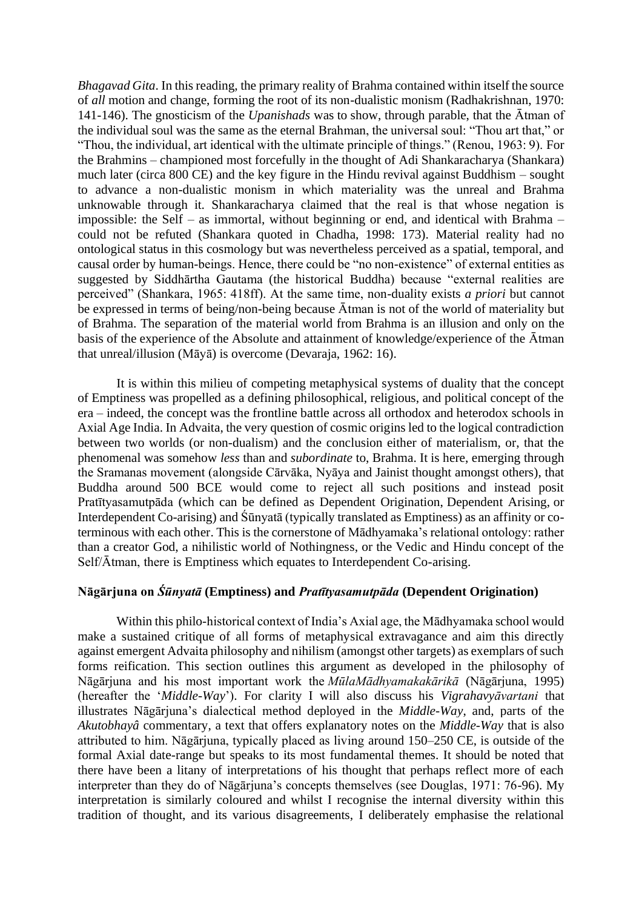*Bhagavad Gita*. In this reading, the primary reality of Brahma contained within itself the source of *all* motion and change, forming the root of its non-dualistic monism (Radhakrishnan, 1970: 141-146). The gnosticism of the *Upanishads* was to show, through parable, that the Ātman of the individual soul was the same as the eternal Brahman, the universal soul: "Thou art that," or "Thou, the individual, art identical with the ultimate principle of things." (Renou, 1963: 9). For the Brahmins – championed most forcefully in the thought of Adi Shankaracharya (Shankara) much later (circa 800 CE) and the key figure in the Hindu revival against Buddhism – sought to advance a non-dualistic monism in which materiality was the unreal and Brahma unknowable through it. Shankaracharya claimed that the real is that whose negation is impossible: the Self – as immortal, without beginning or end, and identical with Brahma – could not be refuted (Shankara quoted in Chadha, 1998: 173). Material reality had no ontological status in this cosmology but was nevertheless perceived as a spatial, temporal, and causal order by human-beings. Hence, there could be "no non-existence" of external entities as suggested by Siddhārtha Gautama (the historical Buddha) because "external realities are perceived" (Shankara, 1965: 418ff). At the same time, non-duality exists *a priori* but cannot be expressed in terms of being/non-being because Ātman is not of the world of materiality but of Brahma. The separation of the material world from Brahma is an illusion and only on the basis of the experience of the Absolute and attainment of knowledge/experience of the Ātman that unreal/illusion (Māyā) is overcome (Devaraja, 1962: 16).

It is within this milieu of competing metaphysical systems of duality that the concept of Emptiness was propelled as a defining philosophical, religious, and political concept of the era – indeed, the concept was the frontline battle across all orthodox and heterodox schools in Axial Age India. In Advaita, the very question of cosmic origins led to the logical contradiction between two worlds (or non-dualism) and the conclusion either of materialism, or, that the phenomenal was somehow *less* than and *subordinate* to, Brahma. It is here, emerging through the Sramanas movement (alongside Cārvāka, Nyāya and Jainist thought amongst others), that Buddha around 500 BCE would come to reject all such positions and instead posit Pratītyasamutpāda (which can be defined as Dependent Origination, Dependent Arising, or Interdependent Co-arising) and Śūnyatā (typically translated as Emptiness) as an affinity or co-terminous with each other. This is the cornerstone of Mādhyamaka's relational ontology: rather than a creator God, a nihilistic world of Nothingness, or the Vedic and Hindu concept of the Self/Ātman, there is Emptiness which equates to Interdependent Co-arising.

## Nāgārjuna on *Śūnyatā* (Emptiness) and *Pratītyasamutpāda* (Dependent Origination)

Within this philo-historical context of India's Axial age, the Mādhyamaka school would make a sustained critique of all forms of metaphysical extravagance and aim this directly against emergent Advaita philosophy and nihilism (amongst other targets) as exemplars of such forms reification. This section outlines this argument as developed in the philosophy of Nāgārjuna and his most important work the *MūlaMādhyamakakārikā* (Nāgārjuna, 1995) (hereafter the '*Middle-Way*'). For clarity I will also discuss his *Vigrahavyāvartani* that illustrates Nāgārjuna's dialectical method deployed in the *Middle-Way*, and, parts of the *Akutobhayâ* commentary, a text that offers explanatory notes on the *Middle-Way* that is also attributed to him. Nāgārjuna, typically placed as living around 150–250 CE, is outside of the formal Axial date-range but speaks to its most fundamental themes. It should be noted that there have been a litany of interpretations of his thought that perhaps reflect more of each interpreter than they do of Nāgārjuna's concepts themselves (see Douglas, 1971: 76-96). My interpretation is similarly coloured and whilst I recognise the internal diversity within this tradition of thought, and its various disagreements, I deliberately emphasise the relational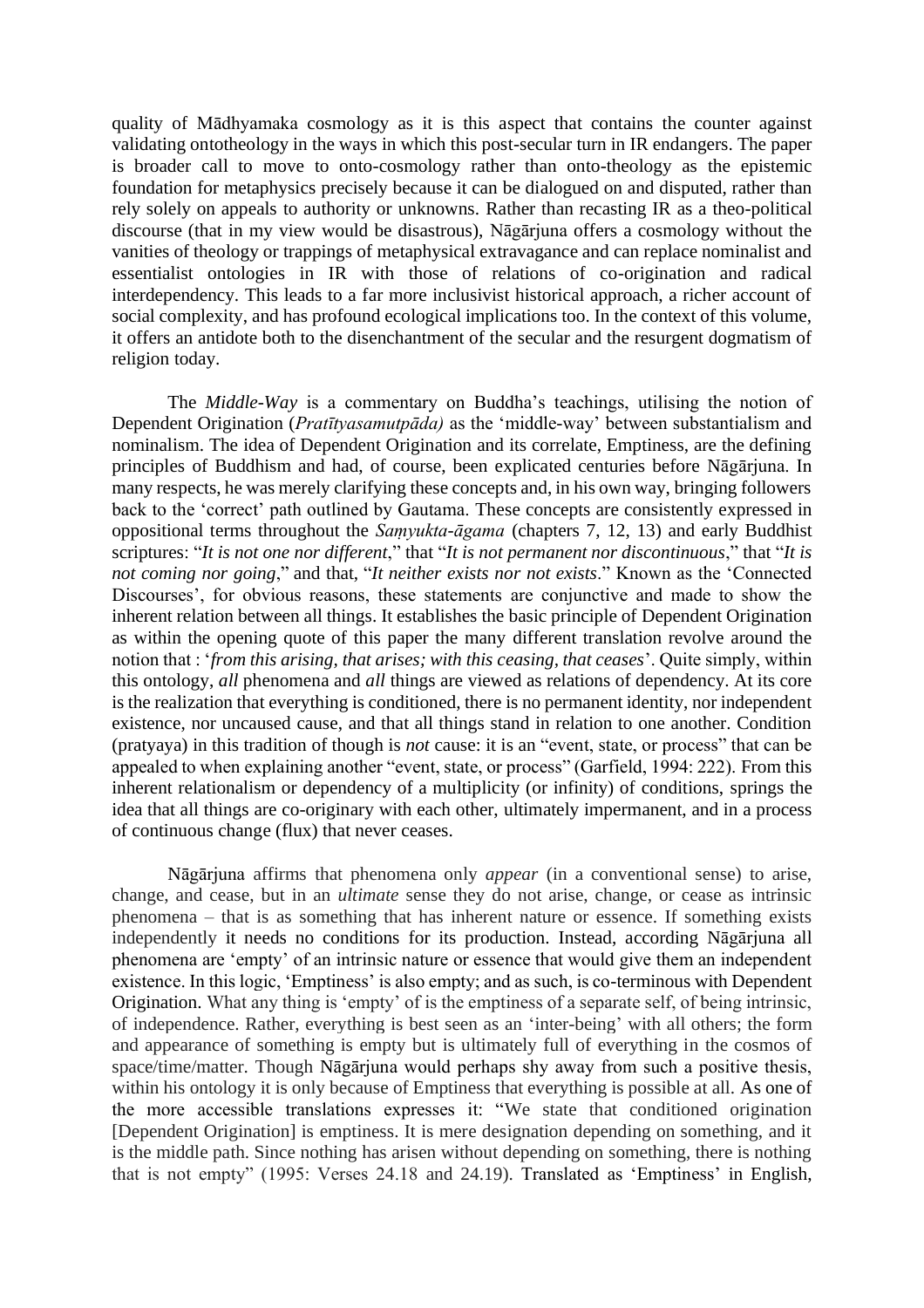quality of Mādhyamaka cosmology as it is this aspect that contains the counter against validating ontotheology in the ways in which this post-secular turn in IR endangers. The paper is broader call to move to onto-cosmology rather than onto-theology as the epistemic foundation for metaphysics precisely because it can be dialogued on and disputed, rather than rely solely on appeals to authority or unknowns. Rather than recasting IR as a theo-political discourse (that in my view would be disastrous), Nāgārjuna offers a cosmology without the vanities of theology or trappings of metaphysical extravagance and can replace nominalist and essentialist ontologies in IR with those of relations of co-origination and radical interdependency. This leads to a far more inclusivist historical approach, a richer account of social complexity, and has profound ecological implications too. In the context of this volume, it offers an antidote both to the disenchantment of the secular and the resurgent dogmatism of religion today.

The *Middle-Way* is a commentary on Buddha's teachings, utilising the notion of Dependent Origination (*Pratītyasamutpāda)* as the 'middle-way' between substantialism and nominalism. The idea of Dependent Origination and its correlate, Emptiness, are the defining principles of Buddhism and had, of course, been explicated centuries before Nāgārjuna. In many respects, he was merely clarifying these concepts and, in his own way, bringing followers back to the 'correct' path outlined by Gautama. These concepts are consistently expressed in oppositional terms throughout the *Saṃyukta-āgama* (chapters 7, 12, 13) and early Buddhist scriptures: "*It is not one nor different*," that "*It is not permanent nor discontinuous*," that "*It is not coming nor going*," and that, "*It neither exists nor not exists*." Known as the 'Connected Discourses', for obvious reasons, these statements are conjunctive and made to show the inherent relation between all things. It establishes the basic principle of Dependent Origination as within the opening quote of this paper the many different translation revolve around the notion that : '*from this arising, that arises; with this ceasing, that ceases*'. Quite simply, within this ontology, *all* phenomena and *all* things are viewed as relations of dependency. At its core is the realization that everything is conditioned, there is no permanent identity, nor independent existence, nor uncaused cause, and that all things stand in relation to one another. Condition (pratyaya) in this tradition of though is *not* cause: it is an "event, state, or process" that can be appealed to when explaining another "event, state, or process" (Garfield, 1994: 222). From this inherent relationalism or dependency of a multiplicity (or infinity) of conditions, springs the idea that all things are co-originary with each other, ultimately impermanent, and in a process of continuous change (flux) that never ceases.

Nāgārjuna affirms that phenomena only *appear* (in a conventional sense) to arise, change, and cease, but in an *ultimate* sense they do not arise, change, or cease as intrinsic phenomena – that is as something that has inherent nature or essence. If something exists independently it needs no conditions for its production. Instead, according Nāgārjuna all phenomena are 'empty' of an intrinsic nature or essence that would give them an independent existence. In this logic, 'Emptiness' is also empty; and as such, is co-terminous with Dependent Origination. What any thing is 'empty' of is the emptiness of a separate self, of being intrinsic, of independence. Rather, everything is best seen as an 'inter-being' with all others; the form and appearance of something is empty but is ultimately full of everything in the cosmos of space/time/matter. Though Nāgārjuna would perhaps shy away from such a positive thesis, within his ontology it is only because of Emptiness that everything is possible at all. As one of the more accessible translations expresses it: "We state that conditioned origination [Dependent Origination] is emptiness. It is mere designation depending on something, and it is the middle path. Since nothing has arisen without depending on something, there is nothing that is not empty" (1995: Verses 24.18 and 24.19). Translated as 'Emptiness' in English,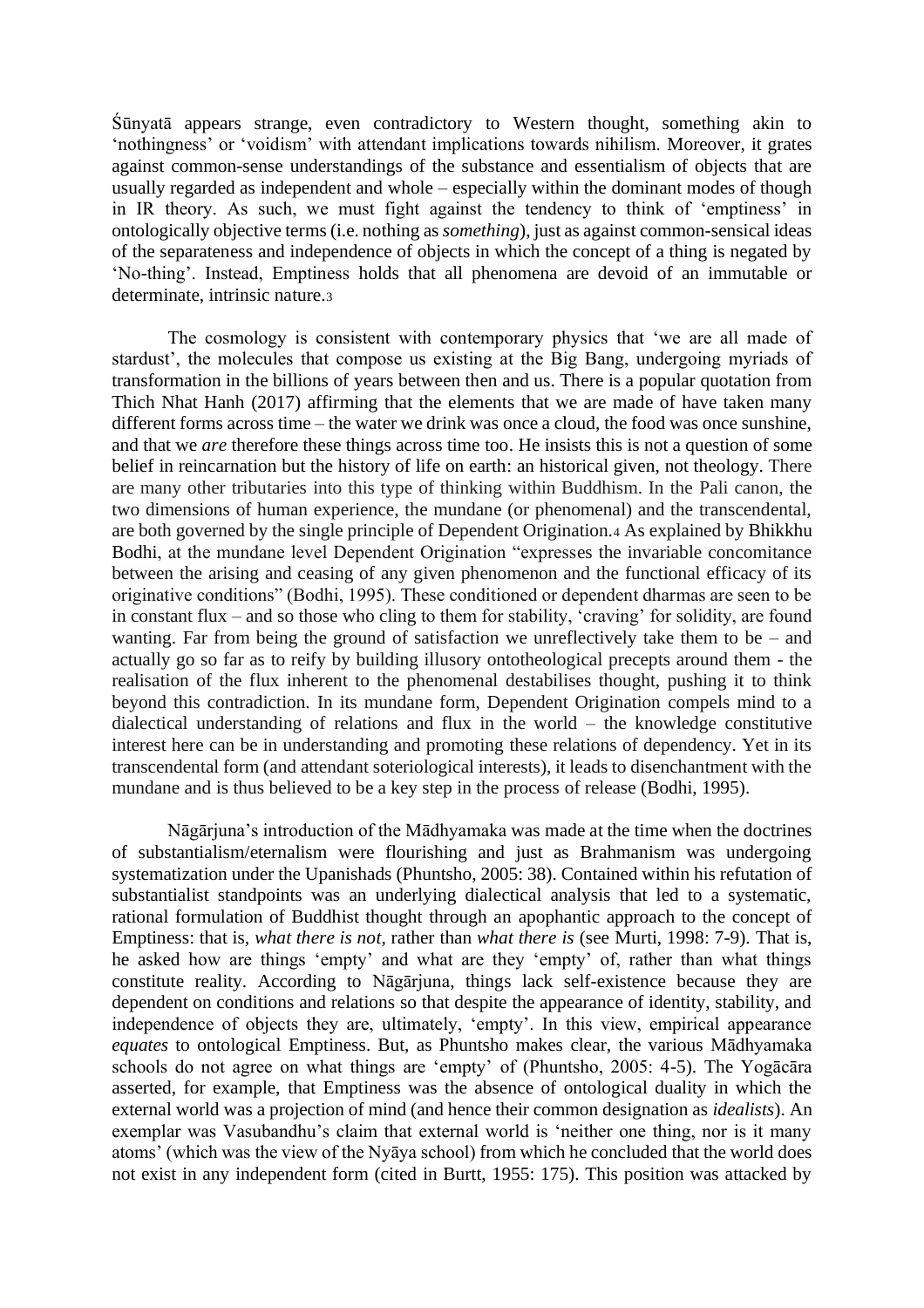Śūnyatā appears strange, even contradictory to Western thought, something akin to 'nothingness' or 'voidism' with attendant implications towards nihilism. Moreover, it grates against common-sense understandings of the substance and essentialism of objects that are usually regarded as independent and whole – especially within the dominant modes of though in IR theory. As such, we must fight against the tendency to think of 'emptiness' in ontologically objective terms (i.e. nothing as *something*), just as against common-sensical ideas of the separateness and independence of objects in which the concept of a thing is negated by 'No-thing'. Instead, Emptiness holds that all phenomena are devoid of an immutable or determinate, intrinsic nature.[3]

The cosmology is consistent with contemporary physics that 'we are all made of stardust', the molecules that compose us existing at the Big Bang, undergoing myriads of transformation in the billions of years between then and us. There is a popular quotation from Thich Nhat Hanh (2017) affirming that the elements that we are made of have taken many different forms across time – the water we drink was once a cloud, the food was once sunshine, and that we *are* therefore these things across time too. He insists this is not a question of some belief in reincarnation but the history of life on earth: an historical given, not theology. There are many other tributaries into this type of thinking within Buddhism. In the Pali canon, the two dimensions of human experience, the mundane (or phenomenal) and the transcendental, are both governed by the single principle of Dependent Origination.[4] As explained by Bhikkhu Bodhi, at the mundane level Dependent Origination "expresses the invariable concomitance between the arising and ceasing of any given phenomenon and the functional efficacy of its originative conditions" (Bodhi, 1995). These conditioned or dependent dharmas are seen to be in constant flux – and so those who cling to them for stability, 'craving' for solidity, are found wanting. Far from being the ground of satisfaction we unreflectively take them to be – and actually go so far as to reify by building illusory ontotheological precepts around them - the realisation of the flux inherent to the phenomenal destabilises thought, pushing it to think beyond this contradiction. In its mundane form, Dependent Origination compels mind to a dialectical understanding of relations and flux in the world – the knowledge constitutive interest here can be in understanding and promoting these relations of dependency. Yet in its transcendental form (and attendant soteriological interests), it leads to disenchantment with the mundane and is thus believed to be a key step in the process of release (Bodhi, 1995).

Nāgārjuna's introduction of the Mādhyamaka was made at the time when the doctrines of substantialism/eternalism were flourishing and just as Brahmanism was undergoing systematization under the Upanishads (Phuntsho, 2005: 38). Contained within his refutation of substantialist standpoints was an underlying dialectical analysis that led to a systematic, rational formulation of Buddhist thought through an apophantic approach to the concept of Emptiness: that is, *what there is not*, rather than *what there is* (see Murti, 1998: 7-9). That is, he asked how are things 'empty' and what are they 'empty' of, rather than what things constitute reality. According to Nāgārjuna, things lack self-existence because they are dependent on conditions and relations so that despite the appearance of identity, stability, and independence of objects they are, ultimately, 'empty'. In this view, empirical appearance *equates* to ontological Emptiness. But, as Phuntsho makes clear, the various Mādhyamaka schools do not agree on what things are 'empty' of (Phuntsho, 2005: 4-5). The Yogācāra asserted, for example, that Emptiness was the absence of ontological duality in which the external world was a projection of mind (and hence their common designation as *idealists*). An exemplar was Vasubandhu's claim that external world is 'neither one thing, nor is it many atoms' (which was the view of the Nyāya school) from which he concluded that the world does not exist in any independent form (cited in Burtt, 1955: 175). This position was attacked by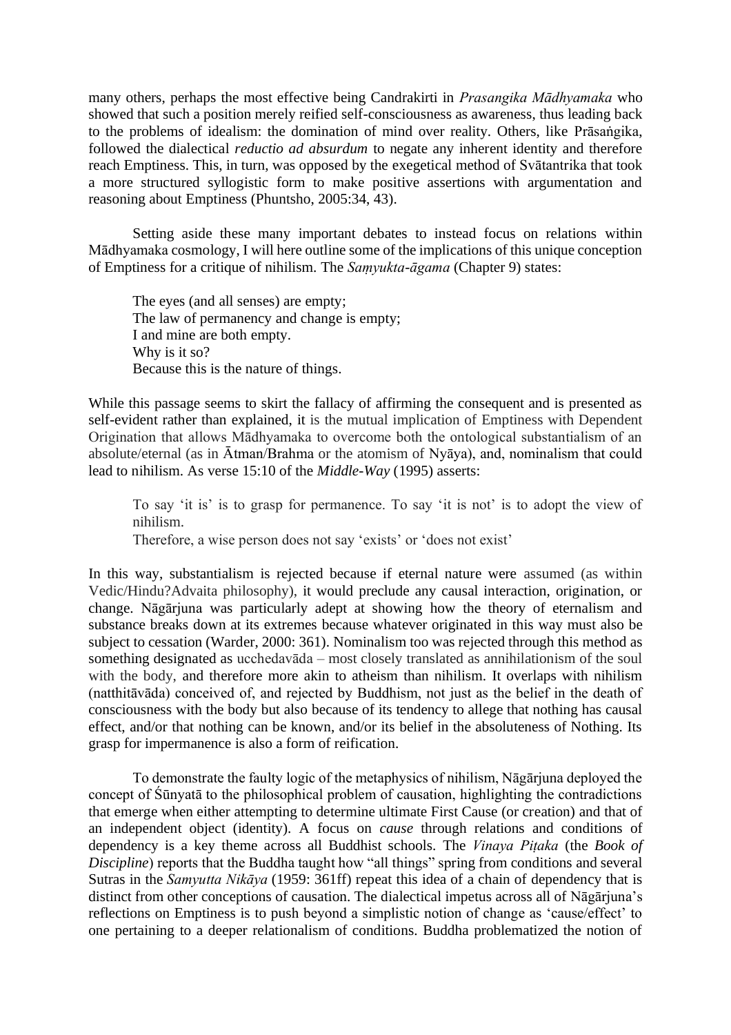many others, perhaps the most effective being Candrakirti in *Prasangika Mādhyamaka* who showed that such a position merely reified self-consciousness as awareness, thus leading back to the problems of idealism: the domination of mind over reality. Others, like Prāsaṅgika, followed the dialectical *reductio ad absurdum* to negate any inherent identity and therefore reach Emptiness. This, in turn, was opposed by the exegetical method of Svātantrika that took a more structured syllogistic form to make positive assertions with argumentation and reasoning about Emptiness (Phuntsho, 2005:34, 43).

Setting aside these many important debates to instead focus on relations within Mādhyamaka cosmology, I will here outline some of the implications of this unique conception of Emptiness for a critique of nihilism. The *Saṃyukta-āgama* (Chapter 9) states:

> The eyes (and all senses) are empty;
> The law of permanency and change is empty;
> I and mine are both empty.
> Why is it so?
> Because this is the nature of things.

While this passage seems to skirt the fallacy of affirming the consequent and is presented as self-evident rather than explained, it is the mutual implication of Emptiness with Dependent Origination that allows Mādhyamaka to overcome both the ontological substantialism of an absolute/eternal (as in Ātman/Brahma or the atomism of Nyāya), and, nominalism that could lead to nihilism. As verse 15:10 of the *Middle-Way* (1995) asserts:

> To say 'it is' is to grasp for permanence. To say 'it is not' is to adopt the view of nihilism.
> Therefore, a wise person does not say 'exists' or 'does not exist'

In this way, substantialism is rejected because if eternal nature were assumed (as within Vedic/Hindu?Advaita philosophy), it would preclude any causal interaction, origination, or change. Nāgārjuna was particularly adept at showing how the theory of eternalism and substance breaks down at its extremes because whatever originated in this way must also be subject to cessation (Warder, 2000: 361). Nominalism too was rejected through this method as something designated as ucchedavāda – most closely translated as annihilationism of the soul with the body, and therefore more akin to atheism than nihilism. It overlaps with nihilism (natthitāvāda) conceived of, and rejected by Buddhism, not just as the belief in the death of consciousness with the body but also because of its tendency to allege that nothing has causal effect, and/or that nothing can be known, and/or its belief in the absoluteness of Nothing. Its grasp for impermanence is also a form of reification.

To demonstrate the faulty logic of the metaphysics of nihilism, Nāgārjuna deployed the concept of Śūnyatā to the philosophical problem of causation, highlighting the contradictions that emerge when either attempting to determine ultimate First Cause (or creation) and that of an independent object (identity). A focus on *cause* through relations and conditions of dependency is a key theme across all Buddhist schools. The *Vinaya Piṭaka* (the *Book of Discipline*) reports that the Buddha taught how "all things" spring from conditions and several Sutras in the *Samyutta Nikāya* (1959: 361ff) repeat this idea of a chain of dependency that is distinct from other conceptions of causation. The dialectical impetus across all of Nāgārjuna's reflections on Emptiness is to push beyond a simplistic notion of change as 'cause/effect' to one pertaining to a deeper relationalism of conditions. Buddha problematized the notion of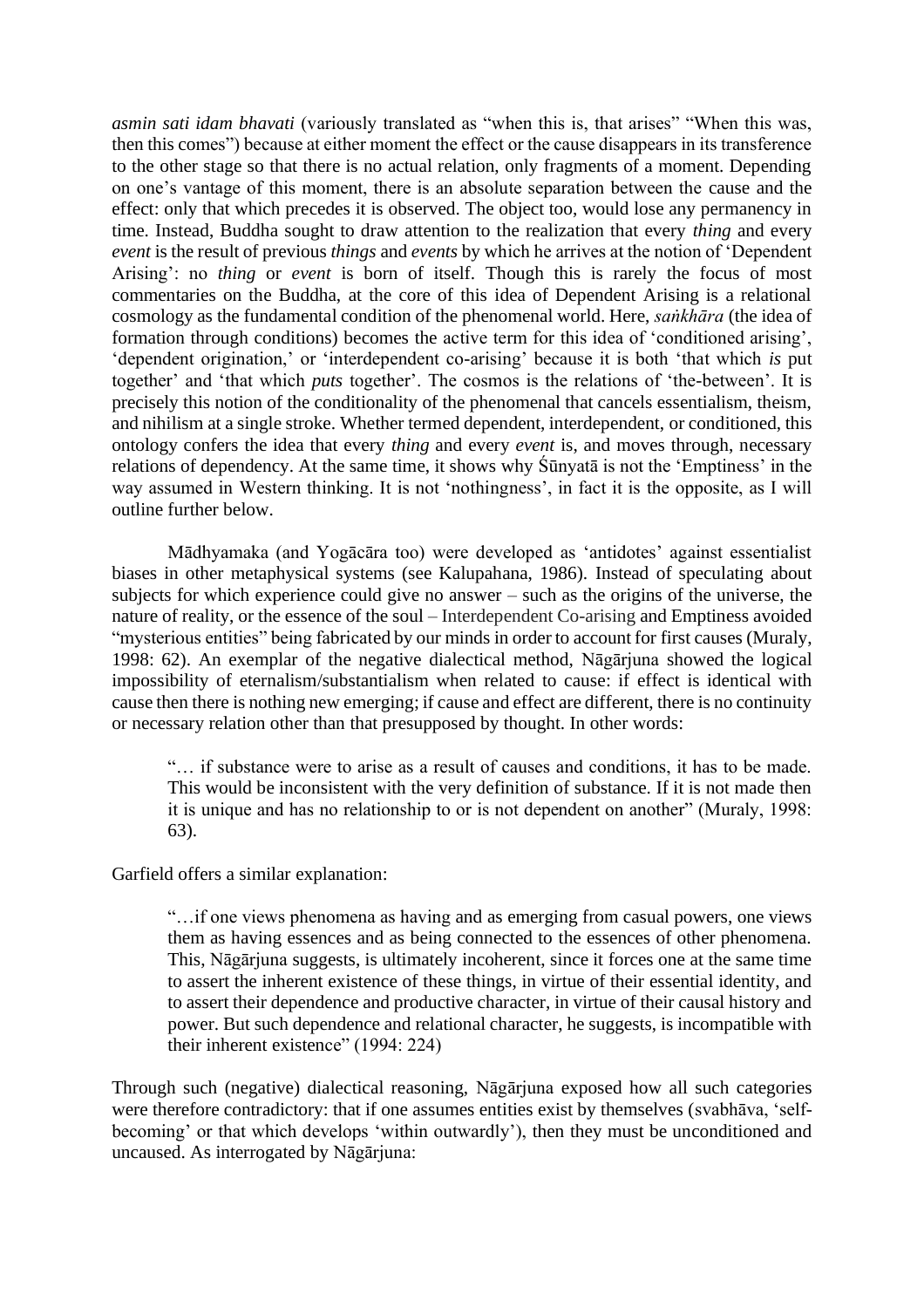*asmin sati idam bhavati* (variously translated as "when this is, that arises" "When this was, then this comes") because at either moment the effect or the cause disappears in its transference to the other stage so that there is no actual relation, only fragments of a moment. Depending on one's vantage of this moment, there is an absolute separation between the cause and the effect: only that which precedes it is observed. The object too, would lose any permanency in time. Instead, Buddha sought to draw attention to the realization that every *thing* and every *event* is the result of previous *things* and *events* by which he arrives at the notion of 'Dependent Arising': no *thing* or *event* is born of itself. Though this is rarely the focus of most commentaries on the Buddha, at the core of this idea of Dependent Arising is a relational cosmology as the fundamental condition of the phenomenal world. Here, *saṅkhāra* (the idea of formation through conditions) becomes the active term for this idea of 'conditioned arising', 'dependent origination,' or 'interdependent co-arising' because it is both 'that which *is* put together' and 'that which *puts* together'. The cosmos is the relations of 'the-between'. It is precisely this notion of the conditionality of the phenomenal that cancels essentialism, theism, and nihilism at a single stroke. Whether termed dependent, interdependent, or conditioned, this ontology confers the idea that every *thing* and every *event* is, and moves through, necessary relations of dependency. At the same time, it shows why Śūnyatā is not the 'Emptiness' in the way assumed in Western thinking. It is not 'nothingness', in fact it is the opposite, as I will outline further below.

Mādhyamaka (and Yogācāra too) were developed as 'antidotes' against essentialist biases in other metaphysical systems (see Kalupahana, 1986). Instead of speculating about subjects for which experience could give no answer – such as the origins of the universe, the nature of reality, or the essence of the soul – Interdependent Co-arising and Emptiness avoided "mysterious entities" being fabricated by our minds in order to account for first causes (Muraly, 1998: 62). An exemplar of the negative dialectical method, Nāgārjuna showed the logical impossibility of eternalism/substantialism when related to cause: if effect is identical with cause then there is nothing new emerging; if cause and effect are different, there is no continuity or necessary relation other than that presupposed by thought. In other words:

> "… if substance were to arise as a result of causes and conditions, it has to be made. This would be inconsistent with the very definition of substance. If it is not made then it is unique and has no relationship to or is not dependent on another" (Muraly, 1998: 63).

Garfield offers a similar explanation:

> "…if one views phenomena as having and as emerging from casual powers, one views them as having essences and as being connected to the essences of other phenomena. This, Nāgārjuna suggests, is ultimately incoherent, since it forces one at the same time to assert the inherent existence of these things, in virtue of their essential identity, and to assert their dependence and productive character, in virtue of their causal history and power. But such dependence and relational character, he suggests, is incompatible with their inherent existence" (1994: 224)

Through such (negative) dialectical reasoning, Nāgārjuna exposed how all such categories were therefore contradictory: that if one assumes entities exist by themselves (svabhāva, 'self-becoming' or that which develops 'within outwardly'), then they must be unconditioned and uncaused. As interrogated by Nāgārjuna: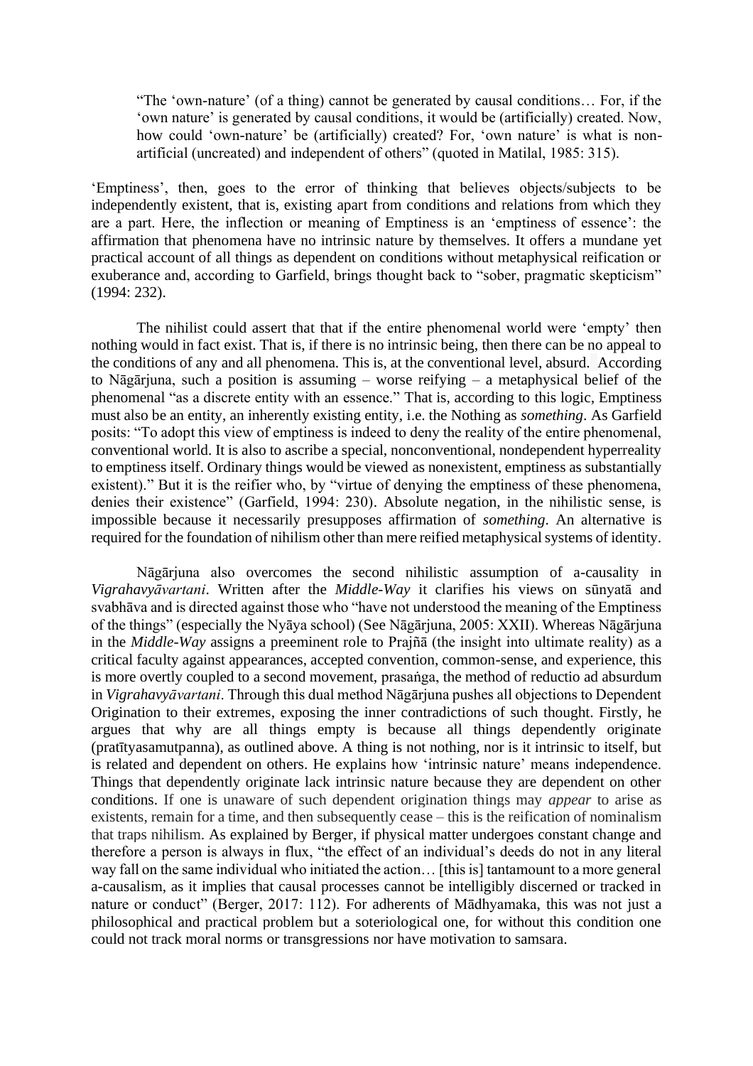> "The 'own-nature' (of a thing) cannot be generated by causal conditions… For, if the 'own nature' is generated by causal conditions, it would be (artificially) created. Now, how could 'own-nature' be (artificially) created? For, 'own nature' is what is non-artificial (uncreated) and independent of others" (quoted in Matilal, 1985: 315).

'Emptiness', then, goes to the error of thinking that believes objects/subjects to be independently existent, that is, existing apart from conditions and relations from which they are a part. Here, the inflection or meaning of Emptiness is an 'emptiness of essence': the affirmation that phenomena have no intrinsic nature by themselves. It offers a mundane yet practical account of all things as dependent on conditions without metaphysical reification or exuberance and, according to Garfield, brings thought back to "sober, pragmatic skepticism" (1994: 232).

The nihilist could assert that that if the entire phenomenal world were 'empty' then nothing would in fact exist. That is, if there is no intrinsic being, then there can be no appeal to the conditions of any and all phenomena. This is, at the conventional level, absurd. According to Nāgārjuna, such a position is assuming – worse reifying – a metaphysical belief of the phenomenal "as a discrete entity with an essence." That is, according to this logic, Emptiness must also be an entity, an inherently existing entity, i.e. the Nothing as *something*. As Garfield posits: "To adopt this view of emptiness is indeed to deny the reality of the entire phenomenal, conventional world. It is also to ascribe a special, nonconventional, nondependent hyperreality to emptiness itself. Ordinary things would be viewed as nonexistent, emptiness as substantially existent)." But it is the reifier who, by "virtue of denying the emptiness of these phenomena, denies their existence" (Garfield, 1994: 230). Absolute negation, in the nihilistic sense, is impossible because it necessarily presupposes affirmation of *something*. An alternative is required for the foundation of nihilism other than mere reified metaphysical systems of identity.

Nāgārjuna also overcomes the second nihilistic assumption of a-causality in *Vigrahavyāvartani*. Written after the *Middle-Way* it clarifies his views on sūnyatā and svabhāva and is directed against those who "have not understood the meaning of the Emptiness of the things" (especially the Nyāya school) (See Nāgārjuna, 2005: XXII). Whereas Nāgārjuna in the *Middle-Way* assigns a preeminent role to Prajñā (the insight into ultimate reality) as a critical faculty against appearances, accepted convention, common-sense, and experience, this is more overtly coupled to a second movement, prasaṅga, the method of reductio ad absurdum in *Vigrahavyāvartani*. Through this dual method Nāgārjuna pushes all objections to Dependent Origination to their extremes, exposing the inner contradictions of such thought. Firstly, he argues that why are all things empty is because all things dependently originate (pratītyasamutpanna), as outlined above. A thing is not nothing, nor is it intrinsic to itself, but is related and dependent on others. He explains how 'intrinsic nature' means independence. Things that dependently originate lack intrinsic nature because they are dependent on other conditions. If one is unaware of such dependent origination things may *appear* to arise as existents, remain for a time, and then subsequently cease – this is the reification of nominalism that traps nihilism. As explained by Berger, if physical matter undergoes constant change and therefore a person is always in flux, "the effect of an individual's deeds do not in any literal way fall on the same individual who initiated the action… [this is] tantamount to a more general a-causalism, as it implies that causal processes cannot be intelligibly discerned or tracked in nature or conduct" (Berger, 2017: 112). For adherents of Mādhyamaka, this was not just a philosophical and practical problem but a soteriological one, for without this condition one could not track moral norms or transgressions nor have motivation to samsara.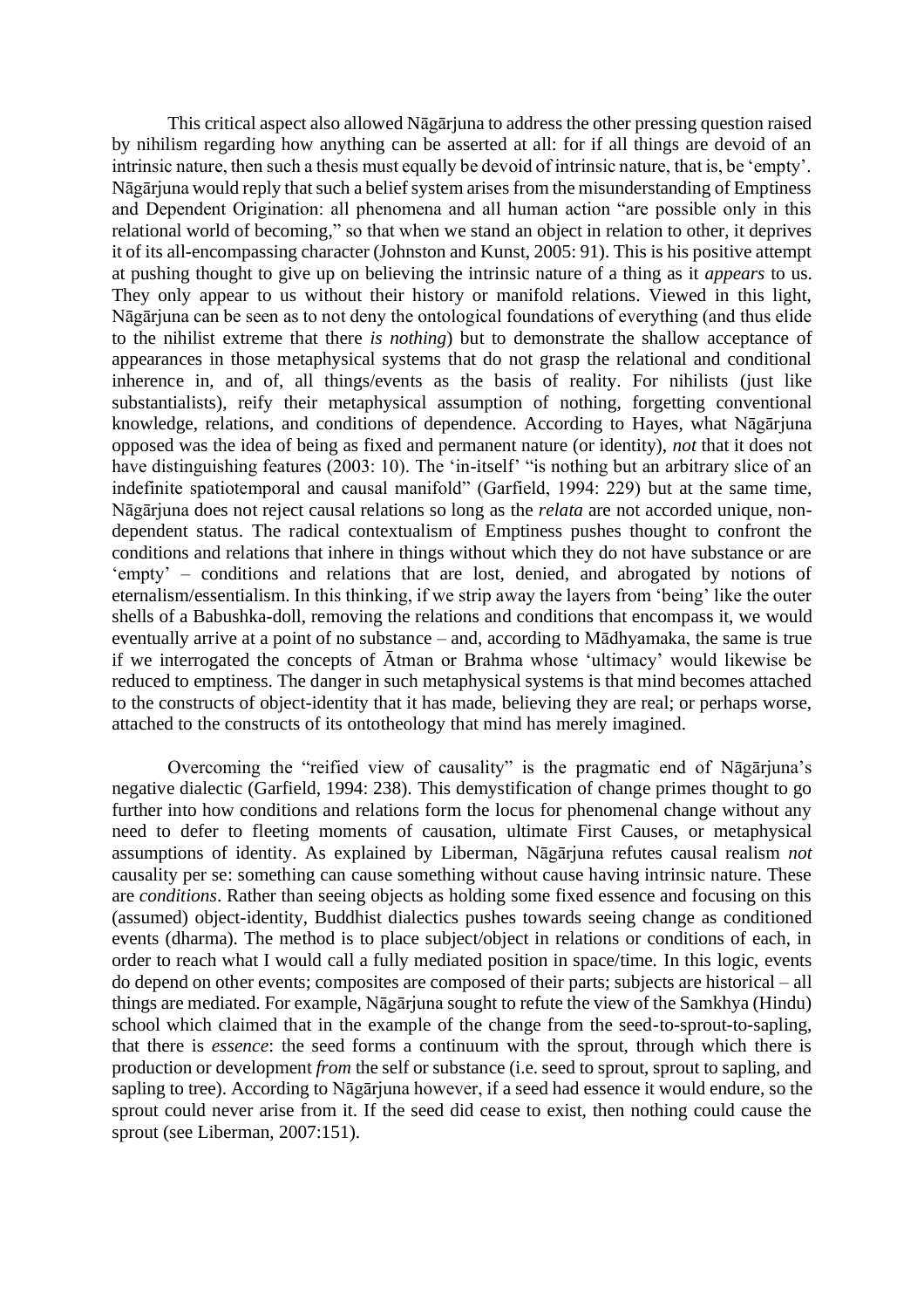This critical aspect also allowed Nāgārjuna to address the other pressing question raised by nihilism regarding how anything can be asserted at all: for if all things are devoid of an intrinsic nature, then such a thesis must equally be devoid of intrinsic nature, that is, be 'empty'. Nāgārjuna would reply that such a belief system arises from the misunderstanding of Emptiness and Dependent Origination: all phenomena and all human action "are possible only in this relational world of becoming," so that when we stand an object in relation to other, it deprives it of its all-encompassing character (Johnston and Kunst, 2005: 91). This is his positive attempt at pushing thought to give up on believing the intrinsic nature of a thing as it *appears* to us. They only appear to us without their history or manifold relations. Viewed in this light, Nāgārjuna can be seen as to not deny the ontological foundations of everything (and thus elide to the nihilist extreme that there *is nothing*) but to demonstrate the shallow acceptance of appearances in those metaphysical systems that do not grasp the relational and conditional inherence in, and of, all things/events as the basis of reality. For nihilists (just like substantialists), reify their metaphysical assumption of nothing, forgetting conventional knowledge, relations, and conditions of dependence. According to Hayes, what Nāgārjuna opposed was the idea of being as fixed and permanent nature (or identity), *not* that it does not have distinguishing features (2003: 10). The 'in-itself' "is nothing but an arbitrary slice of an indefinite spatiotemporal and causal manifold" (Garfield, 1994: 229) but at the same time, Nāgārjuna does not reject causal relations so long as the *relata* are not accorded unique, non-dependent status. The radical contextualism of Emptiness pushes thought to confront the conditions and relations that inhere in things without which they do not have substance or are 'empty' – conditions and relations that are lost, denied, and abrogated by notions of eternalism/essentialism. In this thinking, if we strip away the layers from 'being' like the outer shells of a Babushka-doll, removing the relations and conditions that encompass it, we would eventually arrive at a point of no substance – and, according to Mādhyamaka, the same is true if we interrogated the concepts of Ātman or Brahma whose 'ultimacy' would likewise be reduced to emptiness. The danger in such metaphysical systems is that mind becomes attached to the constructs of object-identity that it has made, believing they are real; or perhaps worse, attached to the constructs of its ontotheology that mind has merely imagined.

Overcoming the "reified view of causality" is the pragmatic end of Nāgārjuna's negative dialectic (Garfield, 1994: 238). This demystification of change primes thought to go further into how conditions and relations form the locus for phenomenal change without any need to defer to fleeting moments of causation, ultimate First Causes, or metaphysical assumptions of identity. As explained by Liberman, Nāgārjuna refutes causal realism *not* causality per se: something can cause something without cause having intrinsic nature. These are *conditions*. Rather than seeing objects as holding some fixed essence and focusing on this (assumed) object-identity, Buddhist dialectics pushes towards seeing change as conditioned events (dharma). The method is to place subject/object in relations or conditions of each, in order to reach what I would call a fully mediated position in space/time. In this logic, events do depend on other events; composites are composed of their parts; subjects are historical – all things are mediated. For example, Nāgārjuna sought to refute the view of the Samkhya (Hindu) school which claimed that in the example of the change from the seed-to-sprout-to-sapling, that there is *essence*: the seed forms a continuum with the sprout, through which there is production or development *from* the self or substance (i.e. seed to sprout, sprout to sapling, and sapling to tree). According to Nāgārjuna however, if a seed had essence it would endure, so the sprout could never arise from it. If the seed did cease to exist, then nothing could cause the sprout (see Liberman, 2007:151).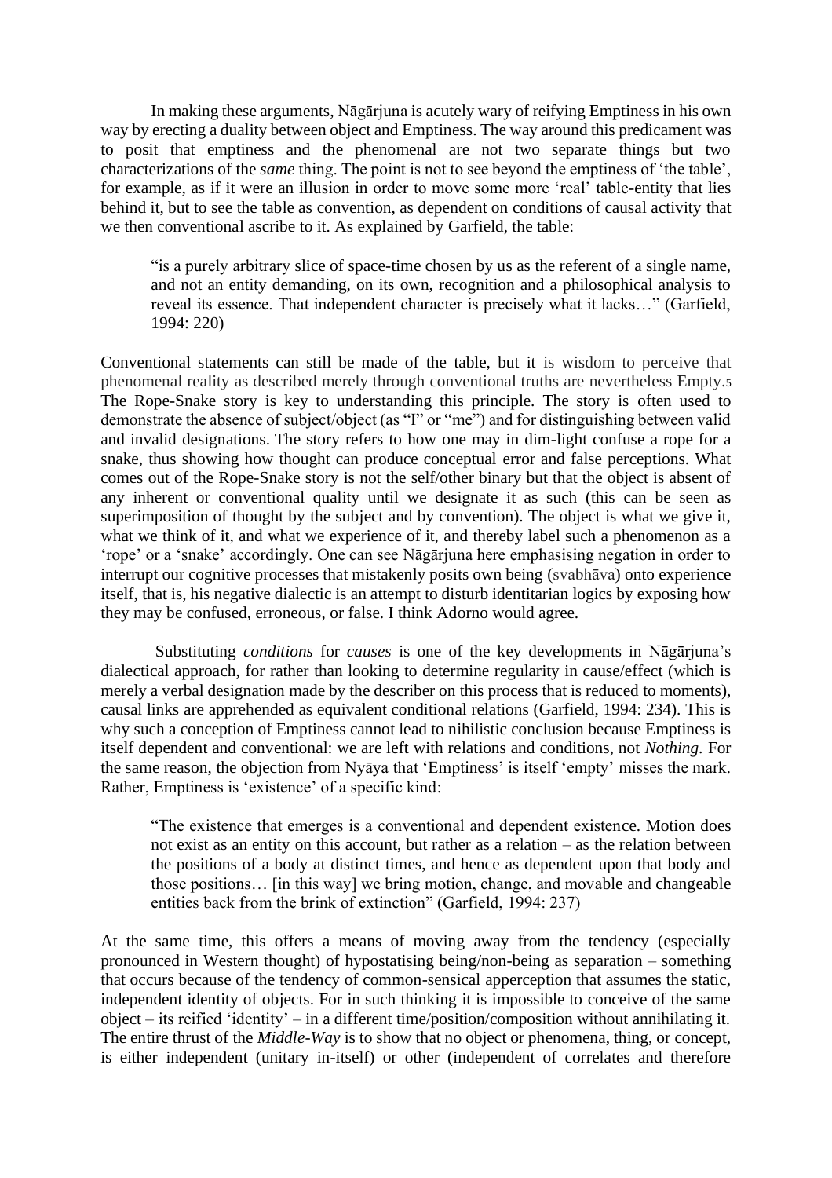In making these arguments, Nāgārjuna is acutely wary of reifying Emptiness in his own way by erecting a duality between object and Emptiness. The way around this predicament was to posit that emptiness and the phenomenal are not two separate things but two characterizations of the *same* thing. The point is not to see beyond the emptiness of 'the table', for example, as if it were an illusion in order to move some more 'real' table-entity that lies behind it, but to see the table as convention, as dependent on conditions of causal activity that we then conventional ascribe to it. As explained by Garfield, the table:

> "is a purely arbitrary slice of space-time chosen by us as the referent of a single name, and not an entity demanding, on its own, recognition and a philosophical analysis to reveal its essence. That independent character is precisely what it lacks…" (Garfield, 1994: 220)

Conventional statements can still be made of the table, but it is wisdom to perceive that phenomenal reality as described merely through conventional truths are nevertheless Empty.[5] The Rope-Snake story is key to understanding this principle. The story is often used to demonstrate the absence of subject/object (as "I" or "me") and for distinguishing between valid and invalid designations. The story refers to how one may in dim-light confuse a rope for a snake, thus showing how thought can produce conceptual error and false perceptions. What comes out of the Rope-Snake story is not the self/other binary but that the object is absent of any inherent or conventional quality until we designate it as such (this can be seen as superimposition of thought by the subject and by convention). The object is what we give it, what we think of it, and what we experience of it, and thereby label such a phenomenon as a 'rope' or a 'snake' accordingly. One can see Nāgārjuna here emphasising negation in order to interrupt our cognitive processes that mistakenly posits own being (svabhāva) onto experience itself, that is, his negative dialectic is an attempt to disturb identitarian logics by exposing how they may be confused, erroneous, or false. I think Adorno would agree.

Substituting *conditions* for *causes* is one of the key developments in Nāgārjuna's dialectical approach, for rather than looking to determine regularity in cause/effect (which is merely a verbal designation made by the describer on this process that is reduced to moments), causal links are apprehended as equivalent conditional relations (Garfield, 1994: 234). This is why such a conception of Emptiness cannot lead to nihilistic conclusion because Emptiness is itself dependent and conventional: we are left with relations and conditions, not *Nothing*. For the same reason, the objection from Nyāya that 'Emptiness' is itself 'empty' misses the mark. Rather, Emptiness is 'existence' of a specific kind:

> "The existence that emerges is a conventional and dependent existence. Motion does not exist as an entity on this account, but rather as a relation – as the relation between the positions of a body at distinct times, and hence as dependent upon that body and those positions… [in this way] we bring motion, change, and movable and changeable entities back from the brink of extinction" (Garfield, 1994: 237)

At the same time, this offers a means of moving away from the tendency (especially pronounced in Western thought) of hypostatising being/non-being as separation – something that occurs because of the tendency of common-sensical apperception that assumes the static, independent identity of objects. For in such thinking it is impossible to conceive of the same object – its reified 'identity' – in a different time/position/composition without annihilating it. The entire thrust of the *Middle-Way* is to show that no object or phenomena, thing, or concept, is either independent (unitary in-itself) or other (independent of correlates and therefore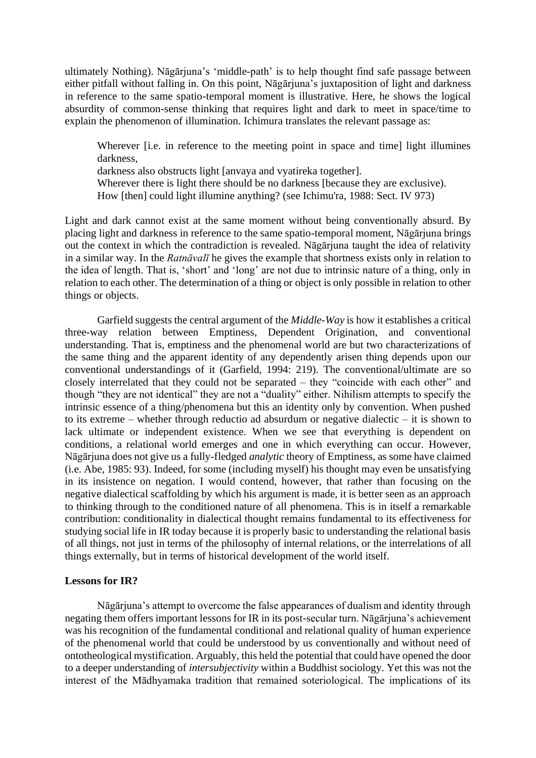ultimately Nothing). Nāgārjuna's 'middle-path' is to help thought find safe passage between either pitfall without falling in. On this point, Nāgārjuna's juxtaposition of light and darkness in reference to the same spatio-temporal moment is illustrative. Here, he shows the logical absurdity of common-sense thinking that requires light and dark to meet in space/time to explain the phenomenon of illumination. Ichimura translates the relevant passage as:

> Wherever [i.e. in reference to the meeting point in space and time] light illumines darkness,
> darkness also obstructs light [anvaya and vyatireka together].
> Wherever there is light there should be no darkness [because they are exclusive).
> How [then] could light illumine anything? (see Ichimu'ra, 1988: Sect. IV 973)

Light and dark cannot exist at the same moment without being conventionally absurd. By placing light and darkness in reference to the same spatio-temporal moment, Nāgārjuna brings out the context in which the contradiction is revealed. Nāgārjuna taught the idea of relativity in a similar way. In the *Ratnāvalī* he gives the example that shortness exists only in relation to the idea of length. That is, 'short' and 'long' are not due to intrinsic nature of a thing, only in relation to each other. The determination of a thing or object is only possible in relation to other things or objects.

Garfield suggests the central argument of the *Middle-Way* is how it establishes a critical three-way relation between Emptiness, Dependent Origination, and conventional understanding. That is, emptiness and the phenomenal world are but two characterizations of the same thing and the apparent identity of any dependently arisen thing depends upon our conventional understandings of it (Garfield, 1994: 219). The conventional/ultimate are so closely interrelated that they could not be separated – they "coincide with each other" and though "they are not identical" they are not a "duality" either. Nihilism attempts to specify the intrinsic essence of a thing/phenomena but this an identity only by convention. When pushed to its extreme – whether through reductio ad absurdum or negative dialectic – it is shown to lack ultimate or independent existence. When we see that everything is dependent on conditions, a relational world emerges and one in which everything can occur. However, Nāgārjuna does not give us a fully-fledged *analytic* theory of Emptiness, as some have claimed (i.e. Abe, 1985: 93). Indeed, for some (including myself) his thought may even be unsatisfying in its insistence on negation. I would contend, however, that rather than focusing on the negative dialectical scaffolding by which his argument is made, it is better seen as an approach to thinking through to the conditioned nature of all phenomena. This is in itself a remarkable contribution: conditionality in dialectical thought remains fundamental to its effectiveness for studying social life in IR today because it is properly basic to understanding the relational basis of all things, not just in terms of the philosophy of internal relations, or the interrelations of all things externally, but in terms of historical development of the world itself.

**Lessons for IR?**

Nāgārjuna's attempt to overcome the false appearances of dualism and identity through negating them offers important lessons for IR in its post-secular turn. Nāgārjuna's achievement was his recognition of the fundamental conditional and relational quality of human experience of the phenomenal world that could be understood by us conventionally and without need of ontotheological mystification. Arguably, this held the potential that could have opened the door to a deeper understanding of *intersubjectivity* within a Buddhist sociology. Yet this was not the interest of the Mādhyamaka tradition that remained soteriological. The implications of its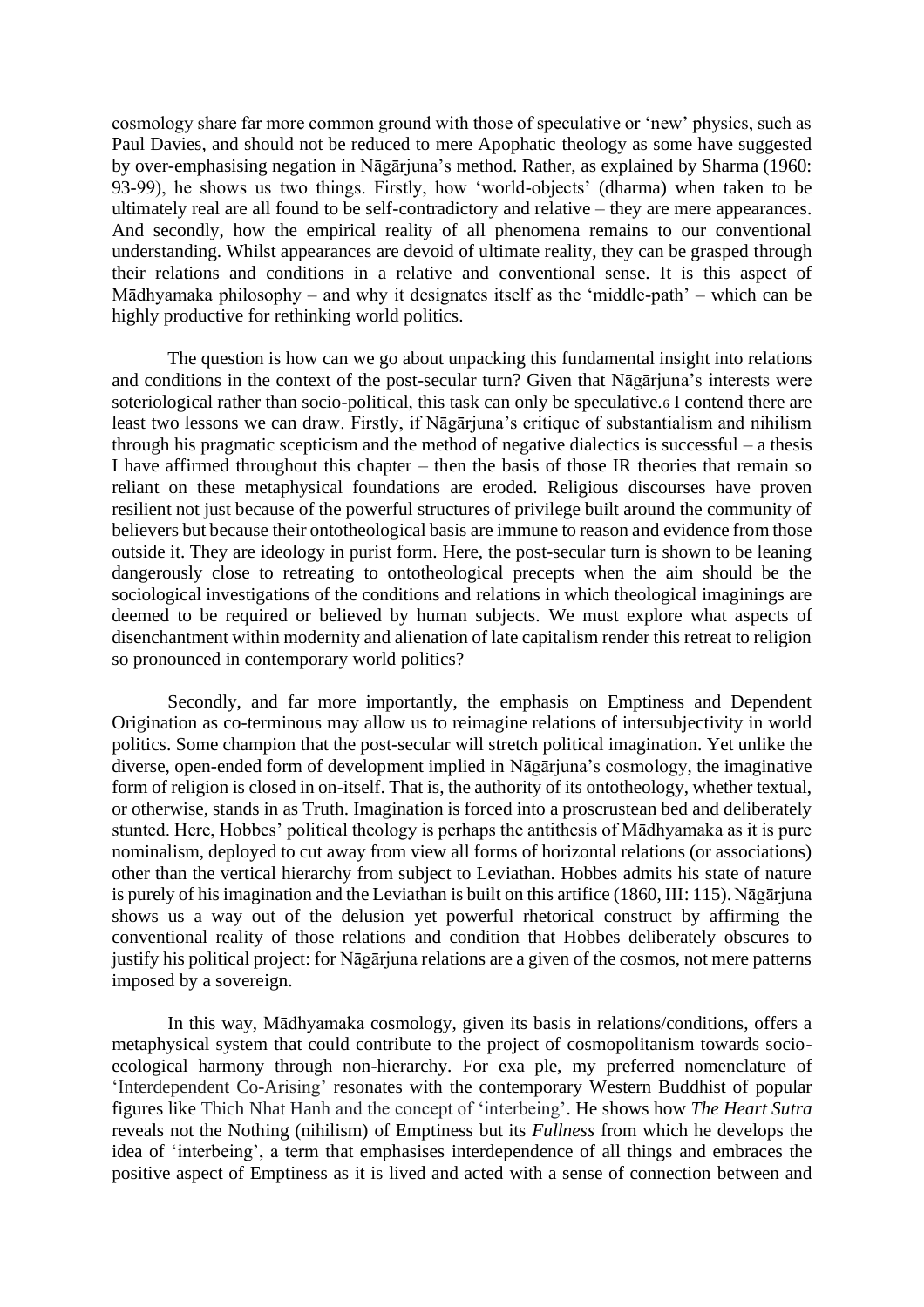cosmology share far more common ground with those of speculative or 'new' physics, such as Paul Davies, and should not be reduced to mere Apophatic theology as some have suggested by over-emphasising negation in Nāgārjuna's method. Rather, as explained by Sharma (1960: 93-99), he shows us two things. Firstly, how 'world-objects' (dharma) when taken to be ultimately real are all found to be self-contradictory and relative – they are mere appearances. And secondly, how the empirical reality of all phenomena remains to our conventional understanding. Whilst appearances are devoid of ultimate reality, they can be grasped through their relations and conditions in a relative and conventional sense. It is this aspect of Mādhyamaka philosophy – and why it designates itself as the 'middle-path' – which can be highly productive for rethinking world politics.

The question is how can we go about unpacking this fundamental insight into relations and conditions in the context of the post-secular turn? Given that Nāgārjuna's interests were soteriological rather than socio-political, this task can only be speculative.[6] I contend there are least two lessons we can draw. Firstly, if Nāgārjuna's critique of substantialism and nihilism through his pragmatic scepticism and the method of negative dialectics is successful – a thesis I have affirmed throughout this chapter – then the basis of those IR theories that remain so reliant on these metaphysical foundations are eroded. Religious discourses have proven resilient not just because of the powerful structures of privilege built around the community of believers but because their ontotheological basis are immune to reason and evidence from those outside it. They are ideology in purist form. Here, the post-secular turn is shown to be leaning dangerously close to retreating to ontotheological precepts when the aim should be the sociological investigations of the conditions and relations in which theological imaginings are deemed to be required or believed by human subjects. We must explore what aspects of disenchantment within modernity and alienation of late capitalism render this retreat to religion so pronounced in contemporary world politics?

Secondly, and far more importantly, the emphasis on Emptiness and Dependent Origination as co-terminous may allow us to reimagine relations of intersubjectivity in world politics. Some champion that the post-secular will stretch political imagination. Yet unlike the diverse, open-ended form of development implied in Nāgārjuna's cosmology, the imaginative form of religion is closed in on-itself. That is, the authority of its ontotheology, whether textual, or otherwise, stands in as Truth. Imagination is forced into a proscrustean bed and deliberately stunted. Here, Hobbes' political theology is perhaps the antithesis of Mādhyamaka as it is pure nominalism, deployed to cut away from view all forms of horizontal relations (or associations) other than the vertical hierarchy from subject to Leviathan. Hobbes admits his state of nature is purely of his imagination and the Leviathan is built on this artifice (1860, III: 115). Nāgārjuna shows us a way out of the delusion yet powerful rhetorical construct by affirming the conventional reality of those relations and condition that Hobbes deliberately obscures to justify his political project: for Nāgārjuna relations are a given of the cosmos, not mere patterns imposed by a sovereign.

In this way, Mādhyamaka cosmology, given its basis in relations/conditions, offers a metaphysical system that could contribute to the project of cosmopolitanism towards socio-ecological harmony through non-hierarchy. For exa ple, my preferred nomenclature of 'Interdependent Co-Arising' resonates with the contemporary Western Buddhist of popular figures like Thich Nhat Hanh and the concept of 'interbeing'. He shows how *The Heart Sutra* reveals not the Nothing (nihilism) of Emptiness but its *Fullness* from which he develops the idea of 'interbeing', a term that emphasises interdependence of all things and embraces the positive aspect of Emptiness as it is lived and acted with a sense of connection between and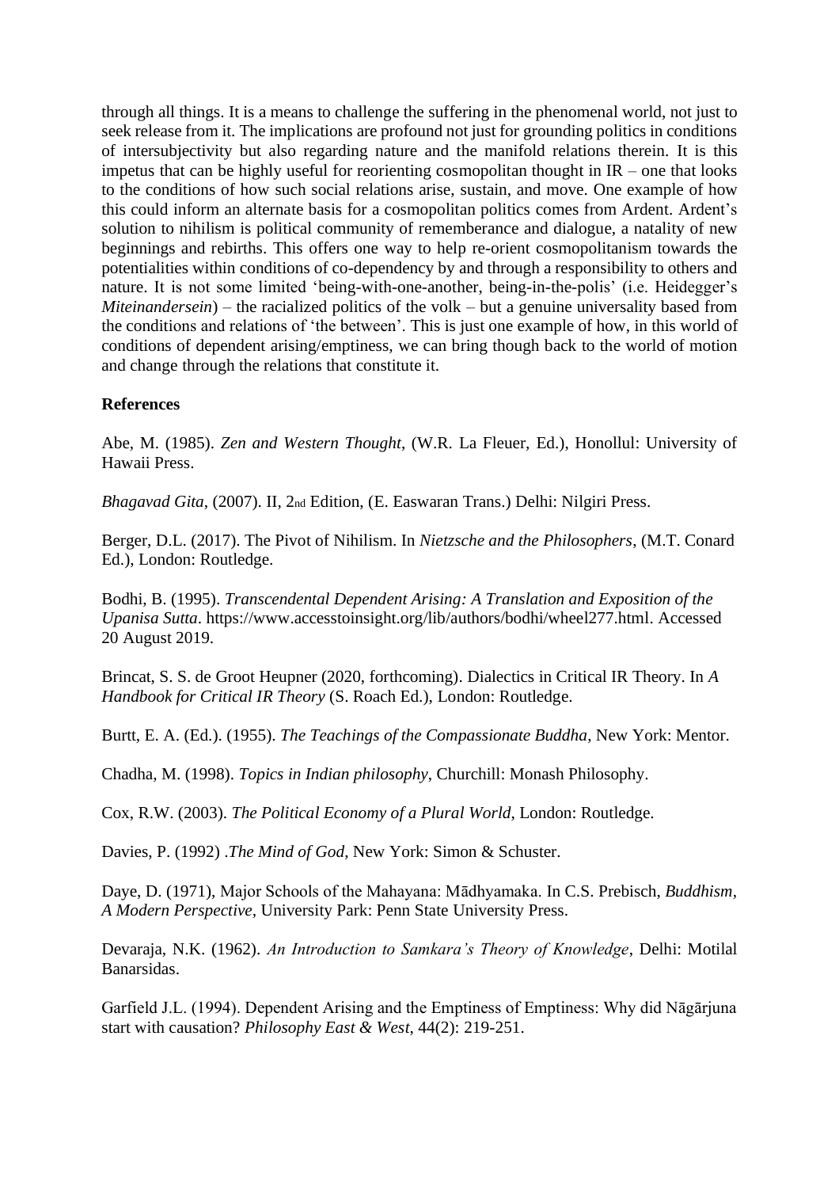through all things. It is a means to challenge the suffering in the phenomenal world, not just to seek release from it. The implications are profound not just for grounding politics in conditions of intersubjectivity but also regarding nature and the manifold relations therein. It is this impetus that can be highly useful for reorienting cosmopolitan thought in IR – one that looks to the conditions of how such social relations arise, sustain, and move. One example of how this could inform an alternate basis for a cosmopolitan politics comes from Ardent. Ardent's solution to nihilism is political community of rememberance and dialogue, a natality of new beginnings and rebirths. This offers one way to help re-orient cosmopolitanism towards the potentialities within conditions of co-dependency by and through a responsibility to others and nature. It is not some limited 'being-with-one-another, being-in-the-polis' (i.e. Heidegger's *Miteinandersein*) – the racialized politics of the volk – but a genuine universality based from the conditions and relations of 'the between'. This is just one example of how, in this world of conditions of dependent arising/emptiness, we can bring though back to the world of motion and change through the relations that constitute it.

**References**

Abe, M. (1985). *Zen and Western Thought*, (W.R. La Fleuer, Ed.), Honollul: University of Hawaii Press.

*Bhagavad Gita*, (2007). II, 2nd Edition, (E. Easwaran Trans.) Delhi: Nilgiri Press.

Berger, D.L. (2017). The Pivot of Nihilism. In *Nietzsche and the Philosophers*, (M.T. Conard Ed.), London: Routledge.

Bodhi, B. (1995). *Transcendental Dependent Arising: A Translation and Exposition of the Upanisa Sutta*. https://www.accesstoinsight.org/lib/authors/bodhi/wheel277.html. Accessed 20 August 2019.

Brincat, S. S. de Groot Heupner (2020, forthcoming). Dialectics in Critical IR Theory. In *A Handbook for Critical IR Theory* (S. Roach Ed.), London: Routledge.

Burtt, E. A. (Ed.). (1955). *The Teachings of the Compassionate Buddha*, New York: Mentor.

Chadha, M. (1998). *Topics in Indian philosophy*, Churchill: Monash Philosophy.

Cox, R.W. (2003). *The Political Economy of a Plural World*, London: Routledge.

Davies, P. (1992) .*The Mind of God*, New York: Simon & Schuster.

Daye, D. (1971), Major Schools of the Mahayana: Mādhyamaka. In C.S. Prebisch, *Buddhism, A Modern Perspective*, University Park: Penn State University Press.

Devaraja, N.K. (1962). *An Introduction to Samkara's Theory of Knowledge*, Delhi: Motilal Banarsidas.

Garfield J.L. (1994). Dependent Arising and the Emptiness of Emptiness: Why did Nāgārjuna start with causation? *Philosophy East & West*, 44(2): 219-251.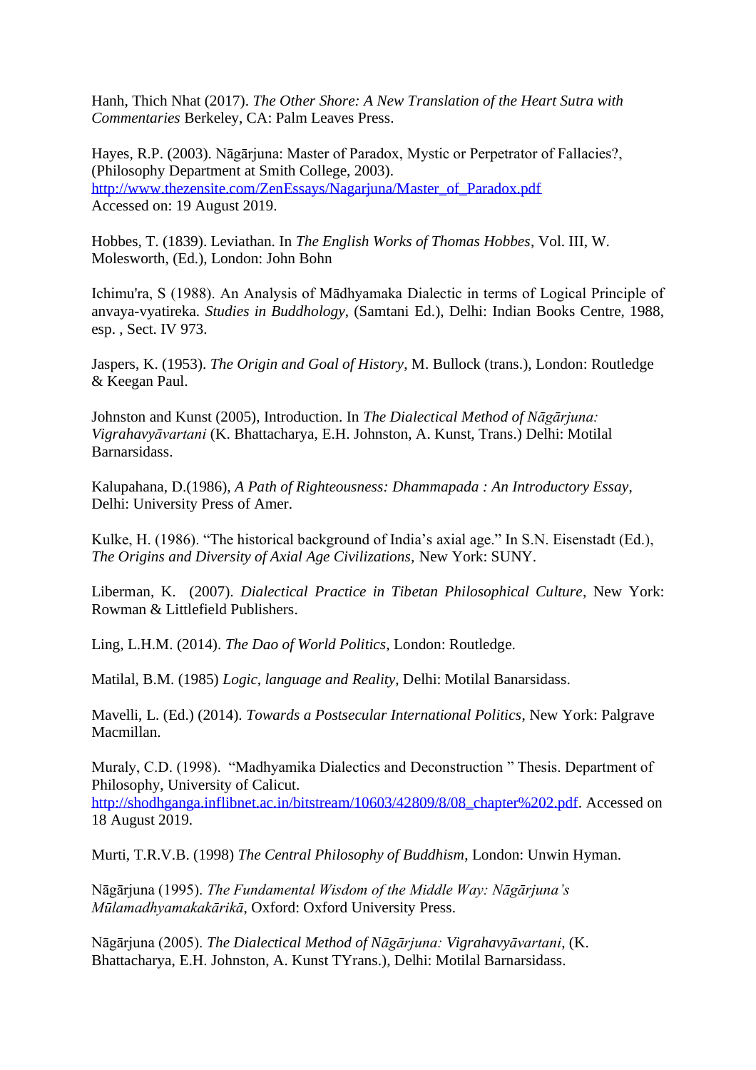Hanh, Thich Nhat (2017). *The Other Shore: A New Translation of the Heart Sutra with Commentaries* Berkeley, CA: Palm Leaves Press.

Hayes, R.P. (2003). Nāgārjuna: Master of Paradox, Mystic or Perpetrator of Fallacies?, (Philosophy Department at Smith College, 2003). http://www.thezensite.com/ZenEssays/Nagarjuna/Master_of_Paradox.pdf Accessed on: 19 August 2019.

Hobbes, T. (1839). Leviathan. In *The English Works of Thomas Hobbes*, Vol. III, W. Molesworth, (Ed.), London: John Bohn

Ichimu'ra, S (1988). An Analysis of Mādhyamaka Dialectic in terms of Logical Principle of anvaya-vyatireka. *Studies in Buddhology*, (Samtani Ed.), Delhi: Indian Books Centre, 1988, esp. , Sect. IV 973.

Jaspers, K. (1953). *The Origin and Goal of History*, M. Bullock (trans.), London: Routledge & Keegan Paul.

Johnston and Kunst (2005), Introduction. In *The Dialectical Method of Nāgārjuna: Vigrahavyāvartani* (K. Bhattacharya, E.H. Johnston, A. Kunst, Trans.) Delhi: Motilal Barnarsidass.

Kalupahana, D.(1986), *A Path of Righteousness: Dhammapada : An Introductory Essay*, Delhi: University Press of Amer.

Kulke, H. (1986). "The historical background of India's axial age." In S.N. Eisenstadt (Ed.), *The Origins and Diversity of Axial Age Civilizations*, New York: SUNY.

Liberman, K. (2007). *Dialectical Practice in Tibetan Philosophical Culture*, New York: Rowman & Littlefield Publishers.

Ling, L.H.M. (2014). *The Dao of World Politics*, London: Routledge.

Matilal, B.M. (1985) *Logic, language and Reality*, Delhi: Motilal Banarsidass.

Mavelli, L. (Ed.) (2014). *Towards a Postsecular International Politics*, New York: Palgrave Macmillan.

Muraly, C.D. (1998). "Madhyamika Dialectics and Deconstruction " Thesis. Department of Philosophy, University of Calicut. http://shodhganga.inflibnet.ac.in/bitstream/10603/42809/8/08_chapter%202.pdf. Accessed on 18 August 2019.

Murti, T.R.V.B. (1998) *The Central Philosophy of Buddhism*, London: Unwin Hyman.

Nāgārjuna (1995). *The Fundamental Wisdom of the Middle Way: Nāgārjuna's Mūlamadhyamakakārikā*, Oxford: Oxford University Press.

Nāgārjuna (2005). *The Dialectical Method of Nāgārjuna: Vigrahavyāvartani*, (K. Bhattacharya, E.H. Johnston, A. Kunst TYrans.), Delhi: Motilal Barnarsidass.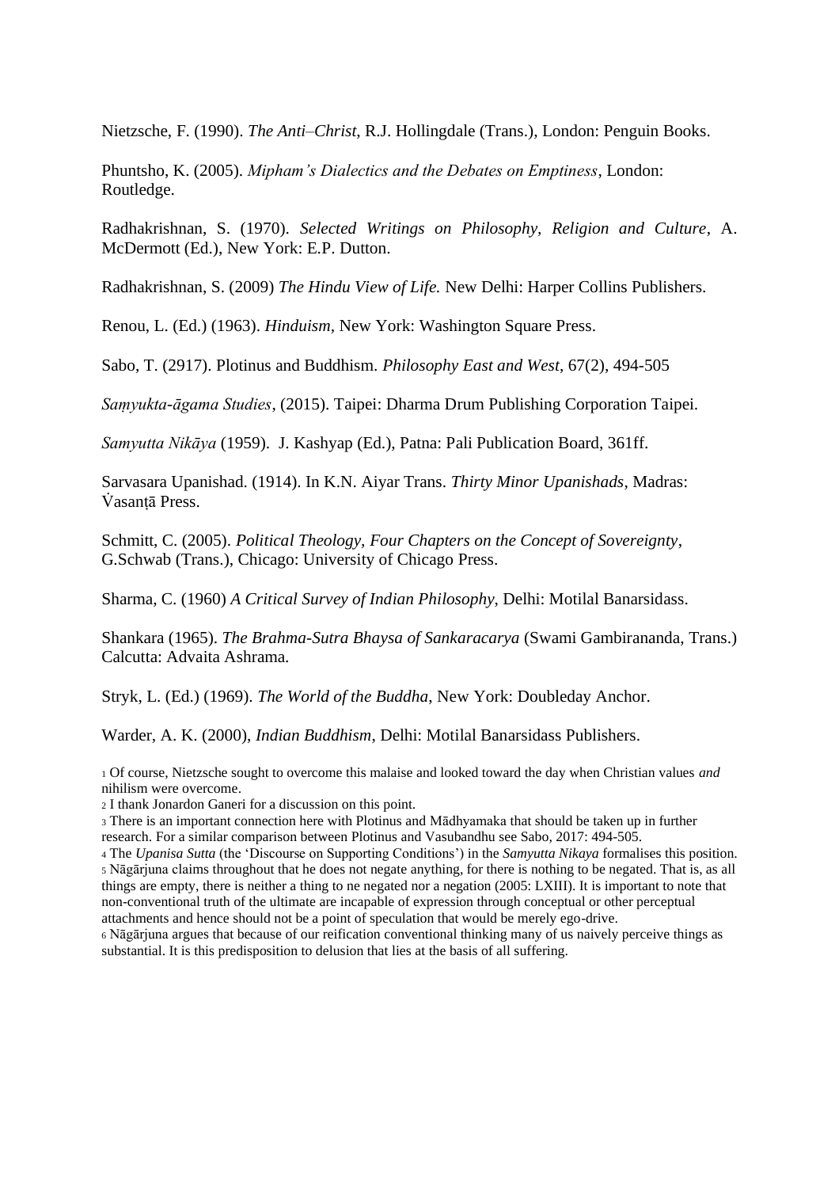Nietzsche, F. (1990). *The Anti–Christ*, R.J. Hollingdale (Trans.), London: Penguin Books.

Phuntsho, K. (2005). *Mipham's Dialectics and the Debates on Emptiness*, London: Routledge.

Radhakrishnan, S. (1970). *Selected Writings on Philosophy, Religion and Culture*, A. McDermott (Ed.), New York: E.P. Dutton.

Radhakrishnan, S. (2009) *The Hindu View of Life.* New Delhi: Harper Collins Publishers.

Renou, L. (Ed.) (1963). *Hinduism*, New York: Washington Square Press.

Sabo, T. (2917). Plotinus and Buddhism. *Philosophy East and West*, 67(2), 494-505

*Saṃyukta-āgama Studies*, (2015). Taipei: Dharma Drum Publishing Corporation Taipei.

*Samyutta Nikāya* (1959). J. Kashyap (Ed.), Patna: Pali Publication Board, 361ff.

Sarvasara Upanishad. (1914). In K.N. Aiyar Trans. *Thirty Minor Upanishads*, Madras: V̇asanṭā Press.

Schmitt, C. (2005). *Political Theology, Four Chapters on the Concept of Sovereignty*, G.Schwab (Trans.), Chicago: University of Chicago Press.

Sharma, C. (1960) *A Critical Survey of Indian Philosophy*, Delhi: Motilal Banarsidass.

Shankara (1965). *The Brahma-Sutra Bhaysa of Sankaracarya* (Swami Gambirananda, Trans.) Calcutta: Advaita Ashrama.

Stryk, L. (Ed.) (1969). *The World of the Buddha*, New York: Doubleday Anchor.

Warder, A. K. (2000), *Indian Buddhism*, Delhi: Motilal Banarsidass Publishers.

[1] Of course, Nietzsche sought to overcome this malaise and looked toward the day when Christian values *and* nihilism were overcome.

[2] I thank Jonardon Ganeri for a discussion on this point.

[3] There is an important connection here with Plotinus and Mādhyamaka that should be taken up in further research. For a similar comparison between Plotinus and Vasubandhu see Sabo, 2017: 494-505.

[4] The *Upanisa Sutta* (the 'Discourse on Supporting Conditions') in the *Samyutta Nikaya* formalises this position.

[5] Nāgārjuna claims throughout that he does not negate anything, for there is nothing to be negated. That is, as all things are empty, there is neither a thing to ne negated nor a negation (2005: LXIII). It is important to note that non-conventional truth of the ultimate are incapable of expression through conceptual or other perceptual attachments and hence should not be a point of speculation that would be merely ego-drive.

[6] Nāgārjuna argues that because of our reification conventional thinking many of us naively perceive things as substantial. It is this predisposition to delusion that lies at the basis of all suffering.